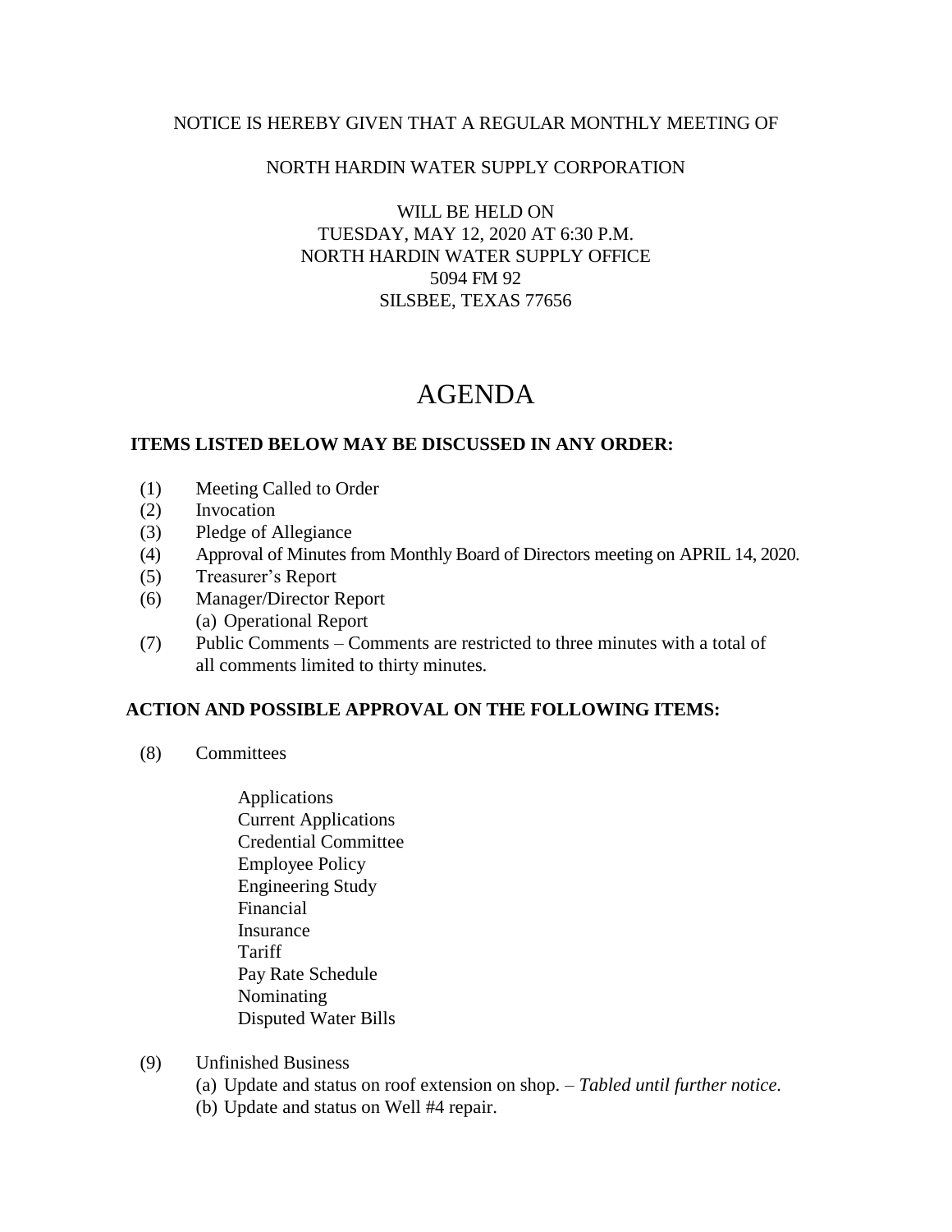NOTICE IS HEREBY GIVEN THAT A REGULAR MONTHLY MEETING OF

NORTH HARDIN WATER SUPPLY CORPORATION

WILL BE HELD ON
TUESDAY, MAY 12, 2020 AT 6:30 P.M.
NORTH HARDIN WATER SUPPLY OFFICE
5094 FM 92
SILSBEE, TEXAS 77656

# AGENDA

**ITEMS LISTED BELOW MAY BE DISCUSSED IN ANY ORDER:**

(1) Meeting Called to Order
(2) Invocation
(3) Pledge of Allegiance
(4) Approval of Minutes from Monthly Board of Directors meeting on APRIL 14, 2020.
(5) Treasurer's Report
(6) Manager/Director Report
    (a) Operational Report
(7) Public Comments – Comments are restricted to three minutes with a total of all comments limited to thirty minutes.

**ACTION AND POSSIBLE APPROVAL ON THE FOLLOWING ITEMS:**

(8) Committees

    Applications
    Current Applications
    Credential Committee
    Employee Policy
    Engineering Study
    Financial
    Insurance
    Tariff
    Pay Rate Schedule
    Nominating
    Disputed Water Bills

(9) Unfinished Business
    (a) Update and status on roof extension on shop. – *Tabled until further notice.*
    (b) Update and status on Well #4 repair.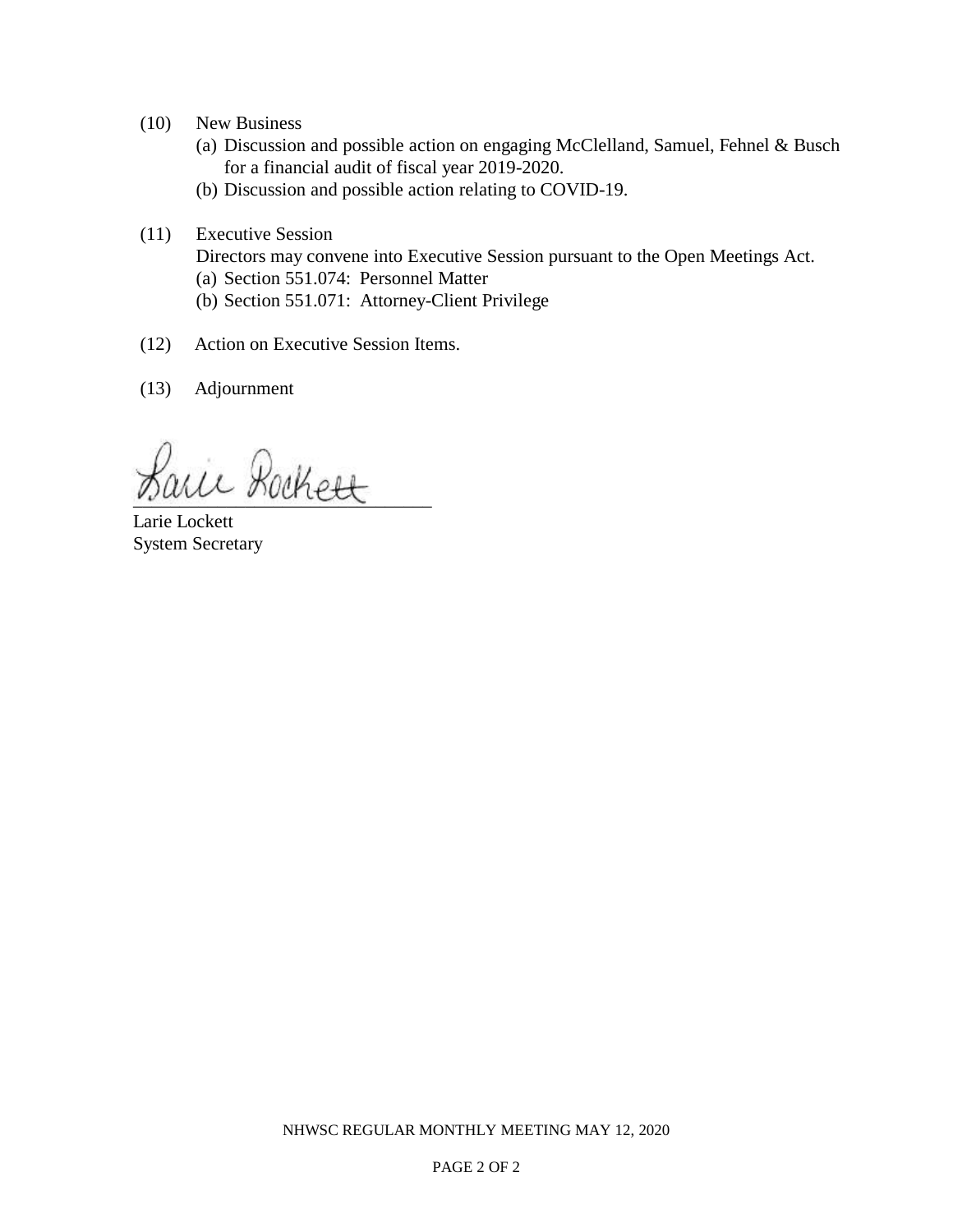(10) New Business

(a) Discussion and possible action on engaging McClelland, Samuel, Fehnel & Busch for a financial audit of fiscal year 2019-2020.

(b) Discussion and possible action relating to COVID-19.

(11) Executive Session

Directors may convene into Executive Session pursuant to the Open Meetings Act.

(a) Section 551.074: Personnel Matter

(b) Section 551.071: Attorney-Client Privilege

(12) Action on Executive Session Items.

(13) Adjournment

Larie Lockett

Larie Lockett
System Secretary